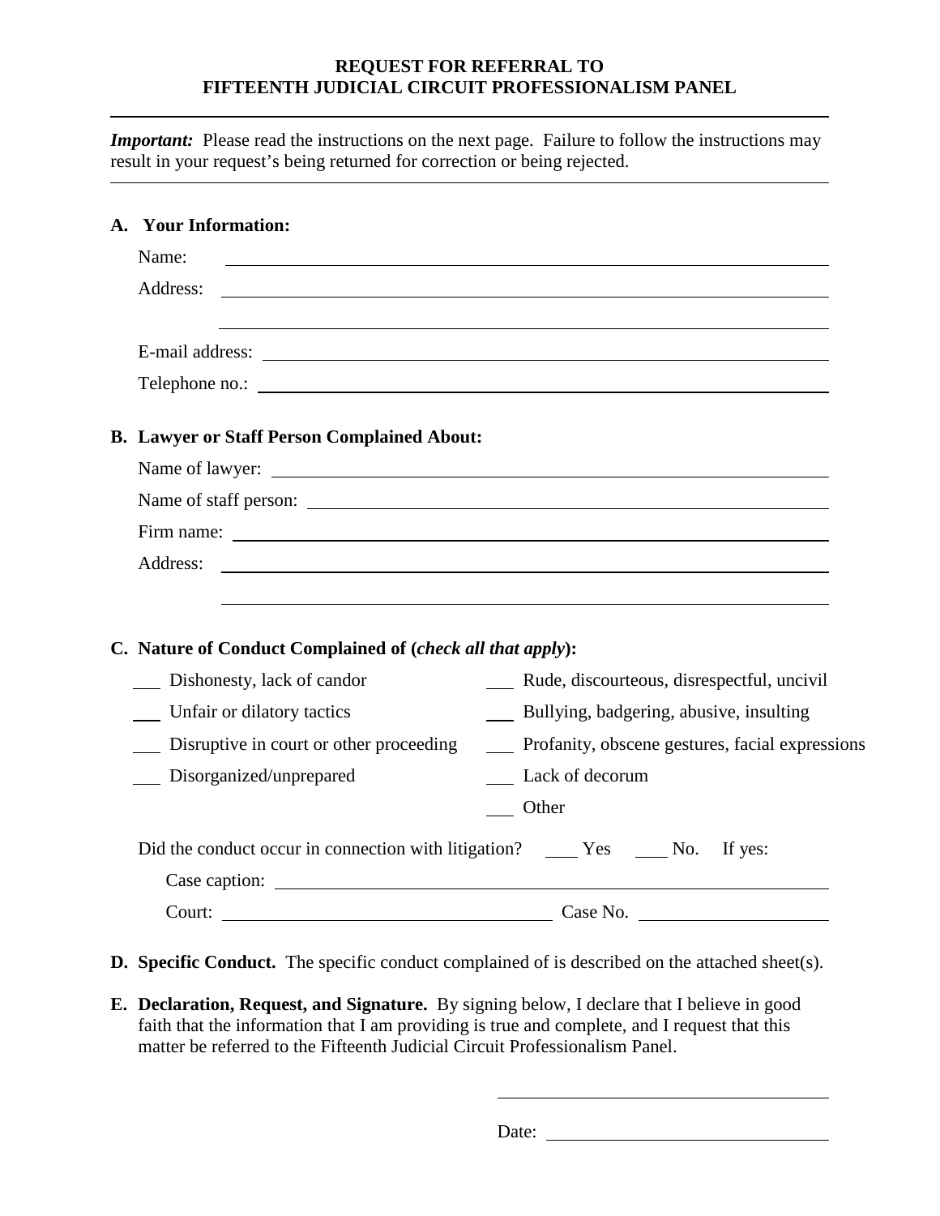# REQUEST FOR REFERRAL TO FIFTEENTH JUDICIAL CIRCUIT PROFESSIONALISM PANEL

***Important:*** Please read the instructions on the next page. Failure to follow the instructions may result in your request's being returned for correction or being rejected.

## A. Your Information:

Name: ______________________________

Address: ______________________________

______________________________

E-mail address: ______________________________

Telephone no.: ______________________________

## B. Lawyer or Staff Person Complained About:

Name of lawyer: ______________________________

Name of staff person: ______________________________

Firm name: ______________________________

Address: ______________________________

______________________________

## C. Nature of Conduct Complained of (*check all that apply*):

___ Dishonesty, lack of candor

___ Rude, discourteous, disrespectful, uncivil

___ Unfair or dilatory tactics

___ Bullying, badgering, abusive, insulting

___ Disruptive in court or other proceeding

___ Profanity, obscene gestures, facial expressions

___ Disorganized/unprepared

___ Lack of decorum

___ Other

Did the conduct occur in connection with litigation? ___ Yes ___ No. If yes:

Case caption: ______________________________

Court: ______________________________ Case No. ______________________________

**D. Specific Conduct.** The specific conduct complained of is described on the attached sheet(s).

**E. Declaration, Request, and Signature.** By signing below, I declare that I believe in good faith that the information that I am providing is true and complete, and I request that this matter be referred to the Fifteenth Judicial Circuit Professionalism Panel.

______________________________

Date: ______________________________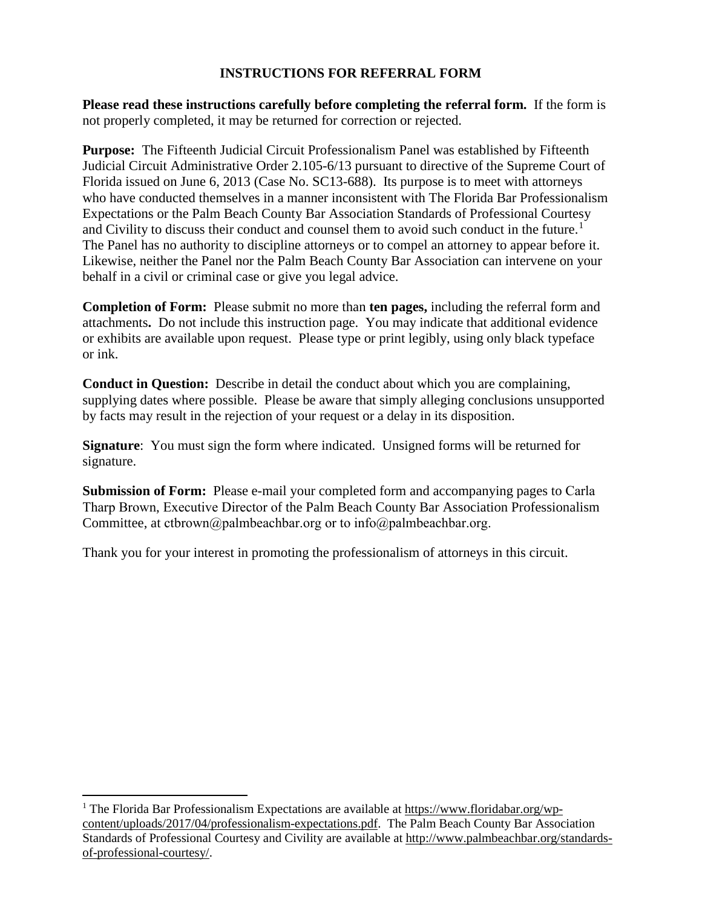# INSTRUCTIONS FOR REFERRAL FORM

**Please read these instructions carefully before completing the referral form.** If the form is not properly completed, it may be returned for correction or rejected.

**Purpose:** The Fifteenth Judicial Circuit Professionalism Panel was established by Fifteenth Judicial Circuit Administrative Order 2.105-6/13 pursuant to directive of the Supreme Court of Florida issued on June 6, 2013 (Case No. SC13-688). Its purpose is to meet with attorneys who have conducted themselves in a manner inconsistent with The Florida Bar Professionalism Expectations or the Palm Beach County Bar Association Standards of Professional Courtesy and Civility to discuss their conduct and counsel them to avoid such conduct in the future.[1] The Panel has no authority to discipline attorneys or to compel an attorney to appear before it. Likewise, neither the Panel nor the Palm Beach County Bar Association can intervene on your behalf in a civil or criminal case or give you legal advice.

**Completion of Form:** Please submit no more than **ten pages,** including the referral form and attachments**.** Do not include this instruction page. You may indicate that additional evidence or exhibits are available upon request. Please type or print legibly, using only black typeface or ink.

**Conduct in Question:** Describe in detail the conduct about which you are complaining, supplying dates where possible. Please be aware that simply alleging conclusions unsupported by facts may result in the rejection of your request or a delay in its disposition.

**Signature**: You must sign the form where indicated. Unsigned forms will be returned for signature.

**Submission of Form:** Please e-mail your completed form and accompanying pages to Carla Tharp Brown, Executive Director of the Palm Beach County Bar Association Professionalism Committee, at ctbrown@palmbeachbar.org or to info@palmbeachbar.org.

Thank you for your interest in promoting the professionalism of attorneys in this circuit.

---

[1] The Florida Bar Professionalism Expectations are available at https://www.floridabar.org/wp-content/uploads/2017/04/professionalism-expectations.pdf. The Palm Beach County Bar Association Standards of Professional Courtesy and Civility are available at http://www.palmbeachbar.org/standards-of-professional-courtesy/.